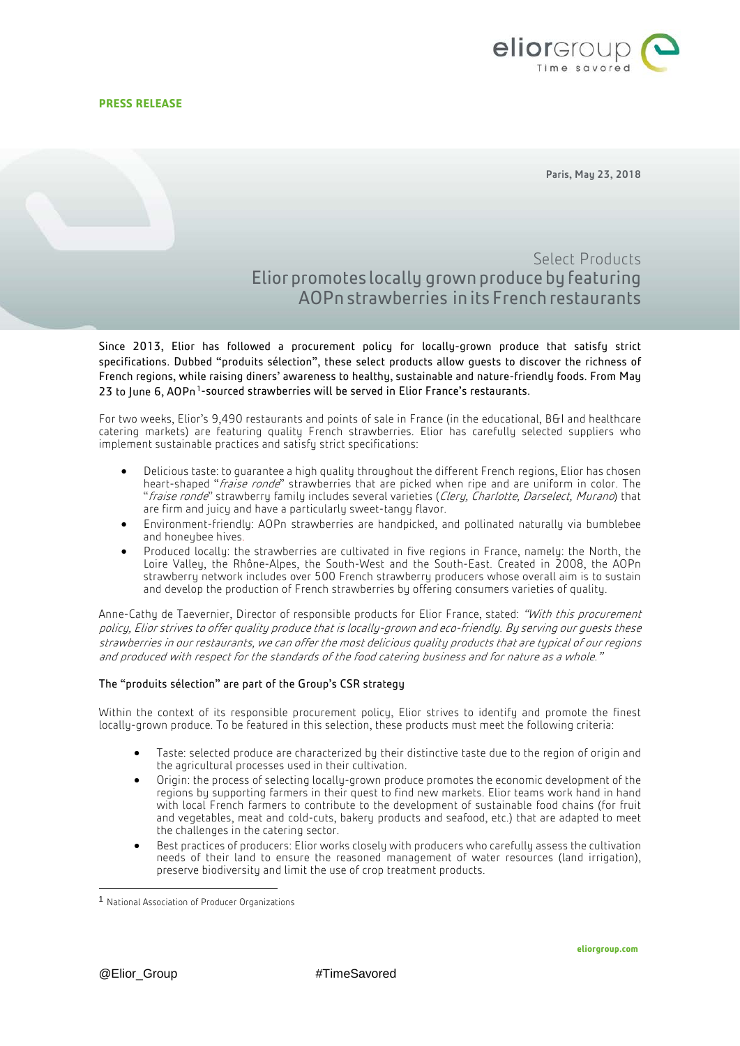**PRESS RELEASE**

Paris, May 23, 2018

## Select Products
# Elior promotes locally grown produce by featuring AOPn strawberries in its French restaurants

Since 2013, Elior has followed a procurement policy for locally-grown produce that satisfy strict specifications. Dubbed "produits sélection", these select products allow guests to discover the richness of French regions, while raising diners' awareness to healthy, sustainable and nature-friendly foods. From May 23 to June 6, AOPn[1]-sourced strawberries will be served in Elior France's restaurants.

For two weeks, Elior's 9,490 restaurants and points of sale in France (in the educational, B&I and healthcare catering markets) are featuring quality French strawberries. Elior has carefully selected suppliers who implement sustainable practices and satisfy strict specifications:

- Delicious taste: to guarantee a high quality throughout the different French regions, Elior has chosen heart-shaped "*fraise ronde*" strawberries that are picked when ripe and are uniform in color. The "*fraise ronde*" strawberry family includes several varieties (*Clery, Charlotte, Darselect, Murano*) that are firm and juicy and have a particularly sweet-tangy flavor.
- Environment-friendly: AOPn strawberries are handpicked, and pollinated naturally via bumblebee and honeybee hives.
- Produced locally: the strawberries are cultivated in five regions in France, namely: the North, the Loire Valley, the Rhône-Alpes, the South-West and the South-East. Created in 2008, the AOPn strawberry network includes over 500 French strawberry producers whose overall aim is to sustain and develop the production of French strawberries by offering consumers varieties of quality.

Anne-Cathy de Taevernier, Director of responsible products for Elior France, stated: *"With this procurement policy, Elior strives to offer quality produce that is locally-grown and eco-friendly. By serving our guests these strawberries in our restaurants, we can offer the most delicious quality products that are typical of our regions and produced with respect for the standards of the food catering business and for nature as a whole."*

### The "produits sélection" are part of the Group's CSR strategy

Within the context of its responsible procurement policy, Elior strives to identify and promote the finest locally-grown produce. To be featured in this selection, these products must meet the following criteria:

- Taste: selected produce are characterized by their distinctive taste due to the region of origin and the agricultural processes used in their cultivation.
- Origin: the process of selecting locally-grown produce promotes the economic development of the regions by supporting farmers in their quest to find new markets. Elior teams work hand in hand with local French farmers to contribute to the development of sustainable food chains (for fruit and vegetables, meat and cold-cuts, bakery products and seafood, etc.) that are adapted to meet the challenges in the catering sector.
- Best practices of producers: Elior works closely with producers who carefully assess the cultivation needs of their land to ensure the reasoned management of water resources (land irrigation), preserve biodiversity and limit the use of crop treatment products.

[1] National Association of Producer Organizations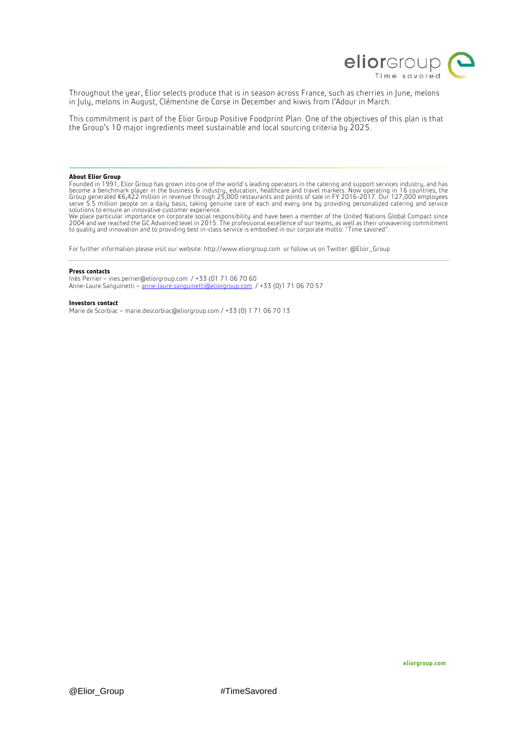Throughout the year, Elior selects produce that is in season across France, such as cherries in June, melons in July, melons in August, Clémentine de Corse in December and kiwis from l'Adour in March.

This commitment is part of the Elior Group Positive Foodprint Plan. One of the objectives of this plan is that the Group's 10 major ingredients meet sustainable and local sourcing criteria by 2025.

---

**About Elior Group**

Founded in 1991, Elior Group has grown into one of the world's leading operators in the catering and support services industry, and has become a benchmark player in the business & industry, education, healthcare and travel markets. Now operating in 16 countries, the Group generated €6,422 million in revenue through 25,000 restaurants and points of sale in FY 2016-2017. Our 127,000 employees serve 5.5 million people on a daily basis, taking genuine care of each and every one by providing personalized catering and service solutions to ensure an innovative customer experience.

We place particular importance on corporate social responsibility and have been a member of the United Nations Global Compact since 2004 and we reached the GC Advanced level in 2015. The professional excellence of our teams, as well as their unwavering commitment to quality and innovation and to providing best in-class service is embodied in our corporate motto: "Time savored".

For further information please visit our website: http://www.eliorgroup.com or follow us on Twitter: @Elior_Group

---

**Press contacts**

Inès Perrier – ines.perrier@eliorgroup.com / +33 (01 71 06 70 60

Anne-Laure Sanguinetti – anne-laure.sanguinetti@eliorgroup.com / +33 (0)1 71 06 70 57

**Investors contact**

Marie de Scorbiac – marie.descorbiac@eliorgroup.com / +33 (0) 1 71 06 70 13